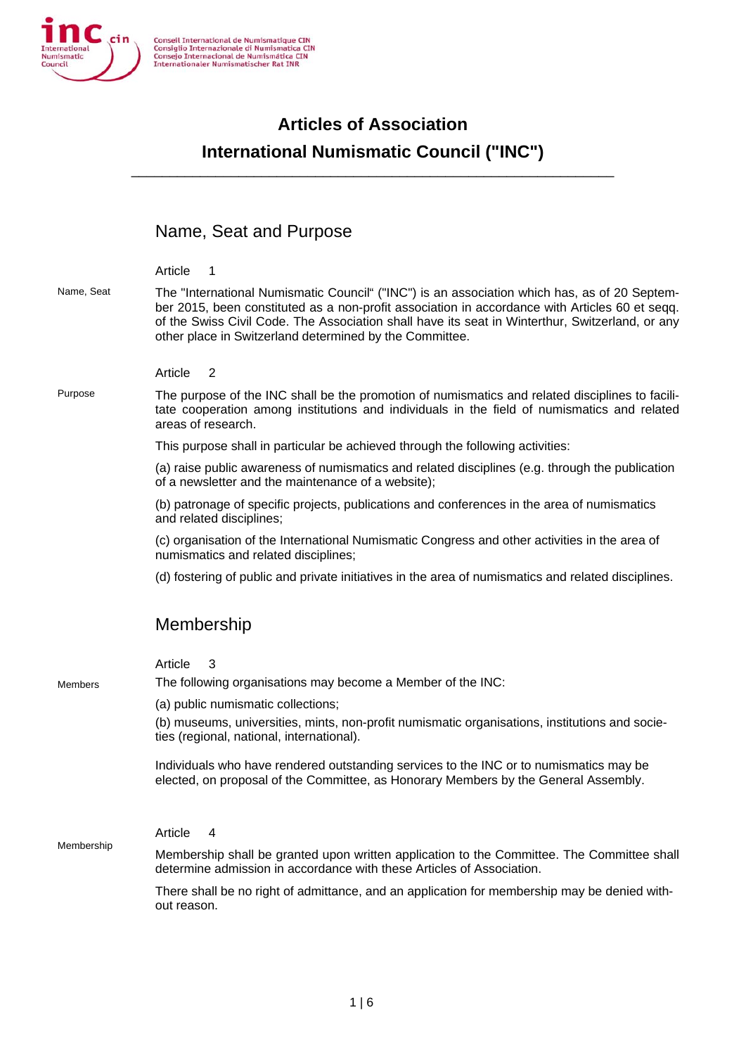Conseil International de Numismatique CIN
Consiglio Internazionale di Numismatica CIN
Consejo Internacional de Numismática CIN
Internationaler Numismatischer Rat INR

# Articles of Association
# International Numismatic Council ("INC")

## Name, Seat and Purpose

### Article 1

Name, Seat

The "International Numismatic Council" ("INC") is an association which has, as of 20 September 2015, been constituted as a non-profit association in accordance with Articles 60 et seqq. of the Swiss Civil Code. The Association shall have its seat in Winterthur, Switzerland, or any other place in Switzerland determined by the Committee.

### Article 2

Purpose

The purpose of the INC shall be the promotion of numismatics and related disciplines to facilitate cooperation among institutions and individuals in the field of numismatics and related areas of research.

This purpose shall in particular be achieved through the following activities:

(a) raise public awareness of numismatics and related disciplines (e.g. through the publication of a newsletter and the maintenance of a website);

(b) patronage of specific projects, publications and conferences in the area of numismatics and related disciplines;

(c) organisation of the International Numismatic Congress and other activities in the area of numismatics and related disciplines;

(d) fostering of public and private initiatives in the area of numismatics and related disciplines.

## Membership

### Article 3

Members

The following organisations may become a Member of the INC:

(a) public numismatic collections;

(b) museums, universities, mints, non-profit numismatic organisations, institutions and societies (regional, national, international).

Individuals who have rendered outstanding services to the INC or to numismatics may be elected, on proposal of the Committee, as Honorary Members by the General Assembly.

### Article 4

Membership

Membership shall be granted upon written application to the Committee. The Committee shall determine admission in accordance with these Articles of Association.

There shall be no right of admittance, and an application for membership may be denied without reason.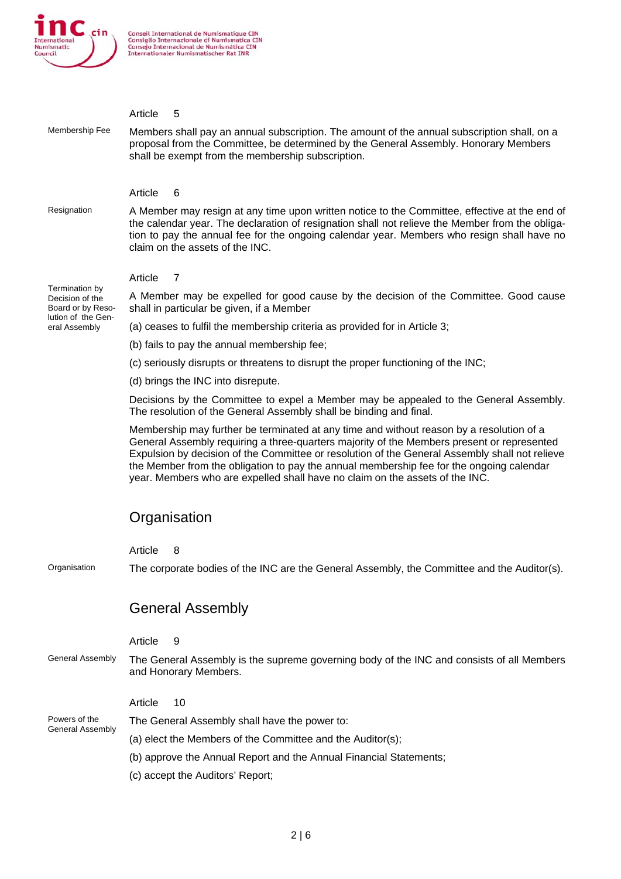### Article 5

**Membership Fee**

Members shall pay an annual subscription. The amount of the annual subscription shall, on a proposal from the Committee, be determined by the General Assembly. Honorary Members shall be exempt from the membership subscription.

### Article 6

**Resignation**

A Member may resign at any time upon written notice to the Committee, effective at the end of the calendar year. The declaration of resignation shall not relieve the Member from the obligation to pay the annual fee for the ongoing calendar year. Members who resign shall have no claim on the assets of the INC.

### Article 7

**Termination by Decision of the Board or by Resolution of the General Assembly**

A Member may be expelled for good cause by the decision of the Committee. Good cause shall in particular be given, if a Member

(a) ceases to fulfil the membership criteria as provided for in Article 3;

(b) fails to pay the annual membership fee;

(c) seriously disrupts or threatens to disrupt the proper functioning of the INC;

(d) brings the INC into disrepute.

Decisions by the Committee to expel a Member may be appealed to the General Assembly. The resolution of the General Assembly shall be binding and final.

Membership may further be terminated at any time and without reason by a resolution of a General Assembly requiring a three-quarters majority of the Members present or represented Expulsion by decision of the Committee or resolution of the General Assembly shall not relieve the Member from the obligation to pay the annual membership fee for the ongoing calendar year. Members who are expelled shall have no claim on the assets of the INC.

## Organisation

### Article 8

**Organisation**

The corporate bodies of the INC are the General Assembly, the Committee and the Auditor(s).

## General Assembly

### Article 9

**General Assembly**

The General Assembly is the supreme governing body of the INC and consists of all Members and Honorary Members.

### Article 10

**Powers of the General Assembly**

The General Assembly shall have the power to:

(a) elect the Members of the Committee and the Auditor(s);

(b) approve the Annual Report and the Annual Financial Statements;

(c) accept the Auditors' Report;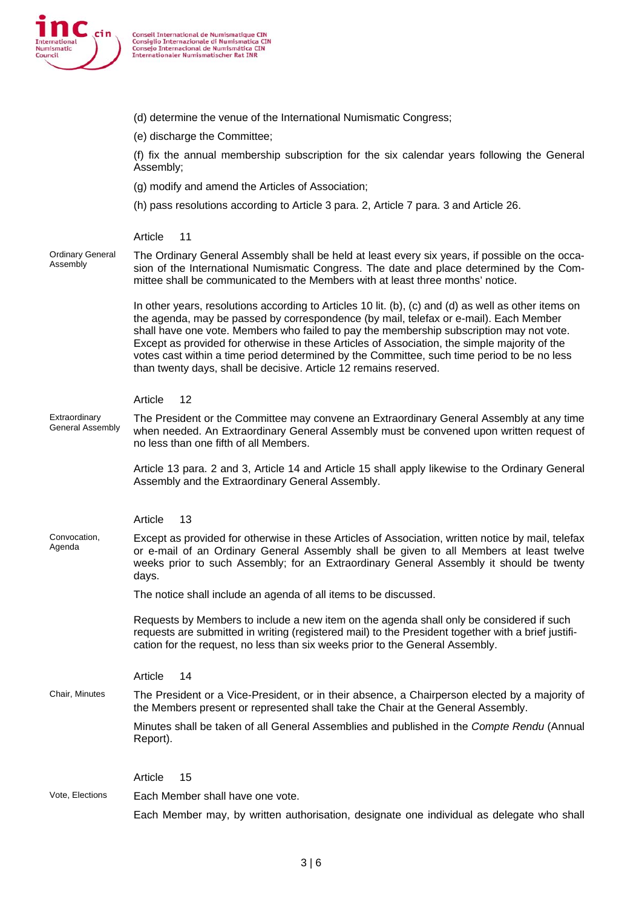(d) determine the venue of the International Numismatic Congress;

(e) discharge the Committee;

(f) fix the annual membership subscription for the six calendar years following the General Assembly;

(g) modify and amend the Articles of Association;

(h) pass resolutions according to Article 3 para. 2, Article 7 para. 3 and Article 26.

## Article 11

**Ordinary General Assembly**

The Ordinary General Assembly shall be held at least every six years, if possible on the occasion of the International Numismatic Congress. The date and place determined by the Committee shall be communicated to the Members with at least three months' notice.

In other years, resolutions according to Articles 10 lit. (b), (c) and (d) as well as other items on the agenda, may be passed by correspondence (by mail, telefax or e-mail). Each Member shall have one vote. Members who failed to pay the membership subscription may not vote. Except as provided for otherwise in these Articles of Association, the simple majority of the votes cast within a time period determined by the Committee, such time period to be no less than twenty days, shall be decisive. Article 12 remains reserved.

## Article 12

**Extraordinary General Assembly**

The President or the Committee may convene an Extraordinary General Assembly at any time when needed. An Extraordinary General Assembly must be convened upon written request of no less than one fifth of all Members.

Article 13 para. 2 and 3, Article 14 and Article 15 shall apply likewise to the Ordinary General Assembly and the Extraordinary General Assembly.

## Article 13

**Convocation, Agenda**

Except as provided for otherwise in these Articles of Association, written notice by mail, telefax or e-mail of an Ordinary General Assembly shall be given to all Members at least twelve weeks prior to such Assembly; for an Extraordinary General Assembly it should be twenty days.

The notice shall include an agenda of all items to be discussed.

Requests by Members to include a new item on the agenda shall only be considered if such requests are submitted in writing (registered mail) to the President together with a brief justification for the request, no less than six weeks prior to the General Assembly.

## Article 14

**Chair, Minutes**

The President or a Vice-President, or in their absence, a Chairperson elected by a majority of the Members present or represented shall take the Chair at the General Assembly.

Minutes shall be taken of all General Assemblies and published in the *Compte Rendu* (Annual Report).

## Article 15

**Vote, Elections**

Each Member shall have one vote.

Each Member may, by written authorisation, designate one individual as delegate who shall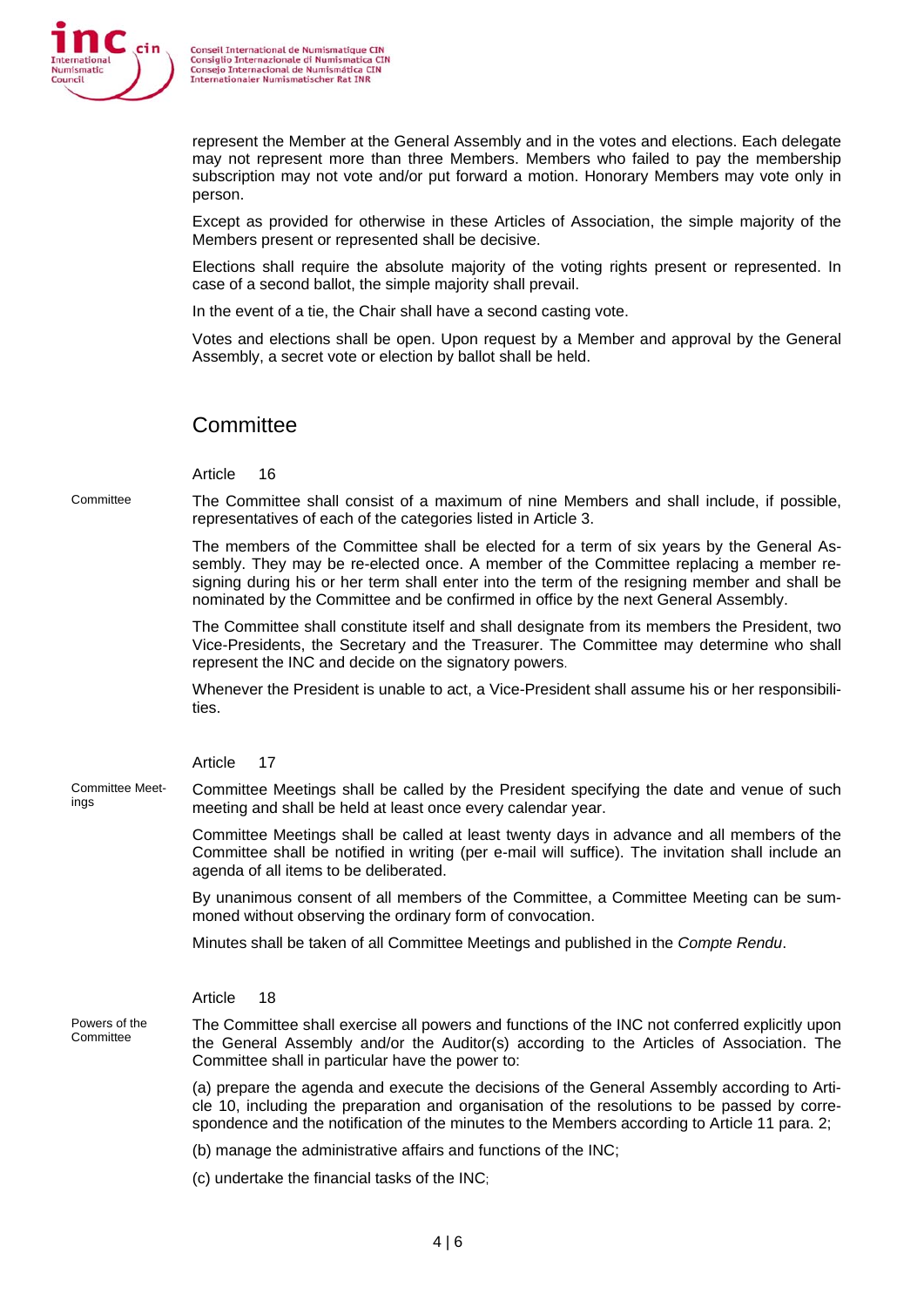represent the Member at the General Assembly and in the votes and elections. Each delegate may not represent more than three Members. Members who failed to pay the membership subscription may not vote and/or put forward a motion. Honorary Members may vote only in person.

Except as provided for otherwise in these Articles of Association, the simple majority of the Members present or represented shall be decisive.

Elections shall require the absolute majority of the voting rights present or represented. In case of a second ballot, the simple majority shall prevail.

In the event of a tie, the Chair shall have a second casting vote.

Votes and elections shall be open. Upon request by a Member and approval by the General Assembly, a secret vote or election by ballot shall be held.

## Committee

### Article 16

Committee

The Committee shall consist of a maximum of nine Members and shall include, if possible, representatives of each of the categories listed in Article 3.

The members of the Committee shall be elected for a term of six years by the General Assembly. They may be re-elected once. A member of the Committee replacing a member resigning during his or her term shall enter into the term of the resigning member and shall be nominated by the Committee and be confirmed in office by the next General Assembly.

The Committee shall constitute itself and shall designate from its members the President, two Vice-Presidents, the Secretary and the Treasurer. The Committee may determine who shall represent the INC and decide on the signatory powers.

Whenever the President is unable to act, a Vice-President shall assume his or her responsibilities.

### Article 17

Committee Meetings

Committee Meetings shall be called by the President specifying the date and venue of such meeting and shall be held at least once every calendar year.

Committee Meetings shall be called at least twenty days in advance and all members of the Committee shall be notified in writing (per e-mail will suffice). The invitation shall include an agenda of all items to be deliberated.

By unanimous consent of all members of the Committee, a Committee Meeting can be summoned without observing the ordinary form of convocation.

Minutes shall be taken of all Committee Meetings and published in the *Compte Rendu*.

### Article 18

Powers of the Committee

The Committee shall exercise all powers and functions of the INC not conferred explicitly upon the General Assembly and/or the Auditor(s) according to the Articles of Association. The Committee shall in particular have the power to:

(a) prepare the agenda and execute the decisions of the General Assembly according to Article 10, including the preparation and organisation of the resolutions to be passed by correspondence and the notification of the minutes to the Members according to Article 11 para. 2;

(b) manage the administrative affairs and functions of the INC;

(c) undertake the financial tasks of the INC;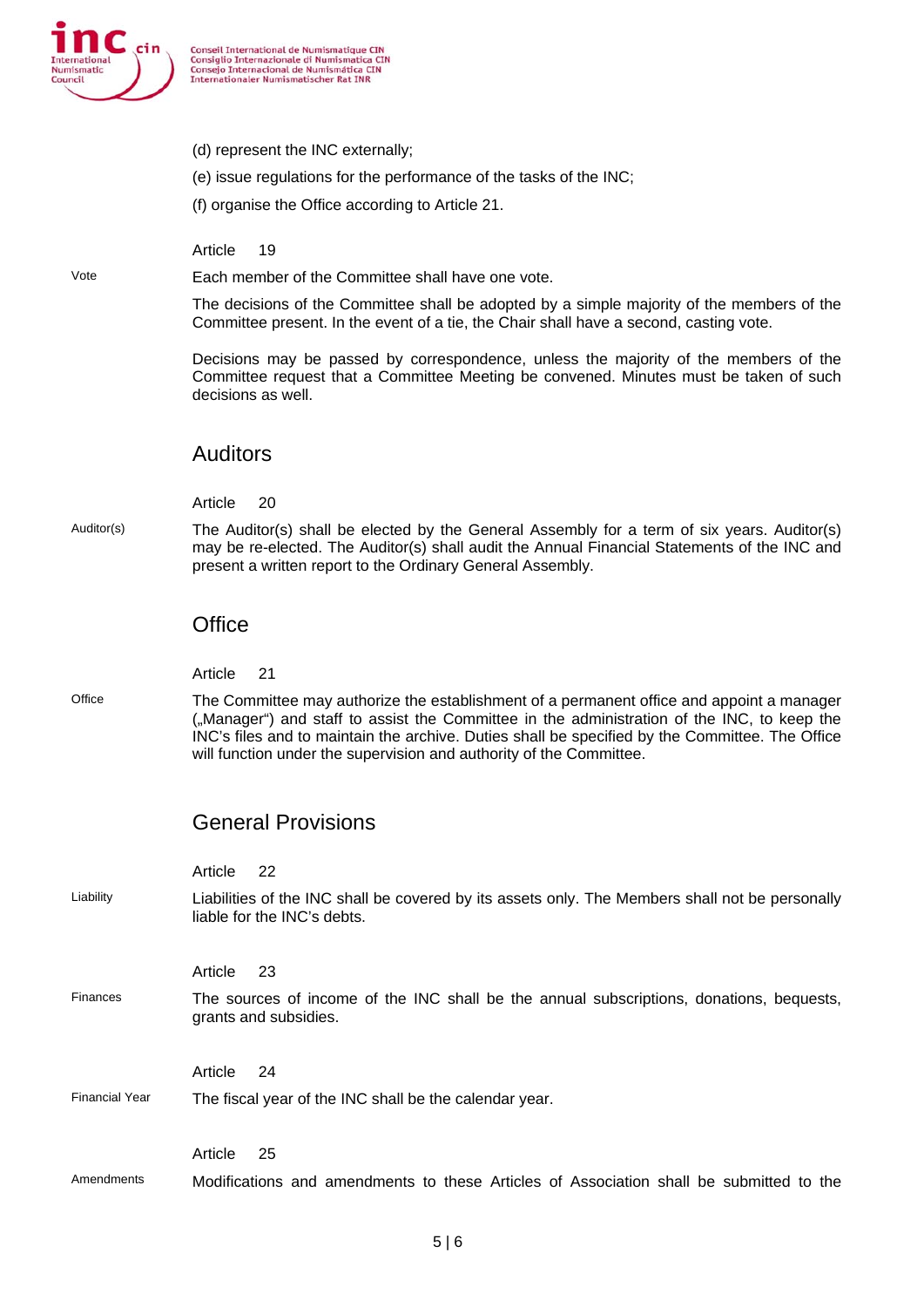(d) represent the INC externally;

(e) issue regulations for the performance of the tasks of the INC;

(f) organise the Office according to Article 21.

Article 19

Vote

Each member of the Committee shall have one vote.

The decisions of the Committee shall be adopted by a simple majority of the members of the Committee present. In the event of a tie, the Chair shall have a second, casting vote.

Decisions may be passed by correspondence, unless the majority of the members of the Committee request that a Committee Meeting be convened. Minutes must be taken of such decisions as well.

## Auditors

Article 20

Auditor(s)

The Auditor(s) shall be elected by the General Assembly for a term of six years. Auditor(s) may be re-elected. The Auditor(s) shall audit the Annual Financial Statements of the INC and present a written report to the Ordinary General Assembly.

## Office

Article 21

Office

The Committee may authorize the establishment of a permanent office and appoint a manager („Manager") and staff to assist the Committee in the administration of the INC, to keep the INC's files and to maintain the archive. Duties shall be specified by the Committee. The Office will function under the supervision and authority of the Committee.

## General Provisions

Article 22

Liability

Liabilities of the INC shall be covered by its assets only. The Members shall not be personally liable for the INC's debts.

Article 23

Finances

The sources of income of the INC shall be the annual subscriptions, donations, bequests, grants and subsidies.

Article 24

Financial Year

The fiscal year of the INC shall be the calendar year.

Article 25

Amendments

Modifications and amendments to these Articles of Association shall be submitted to the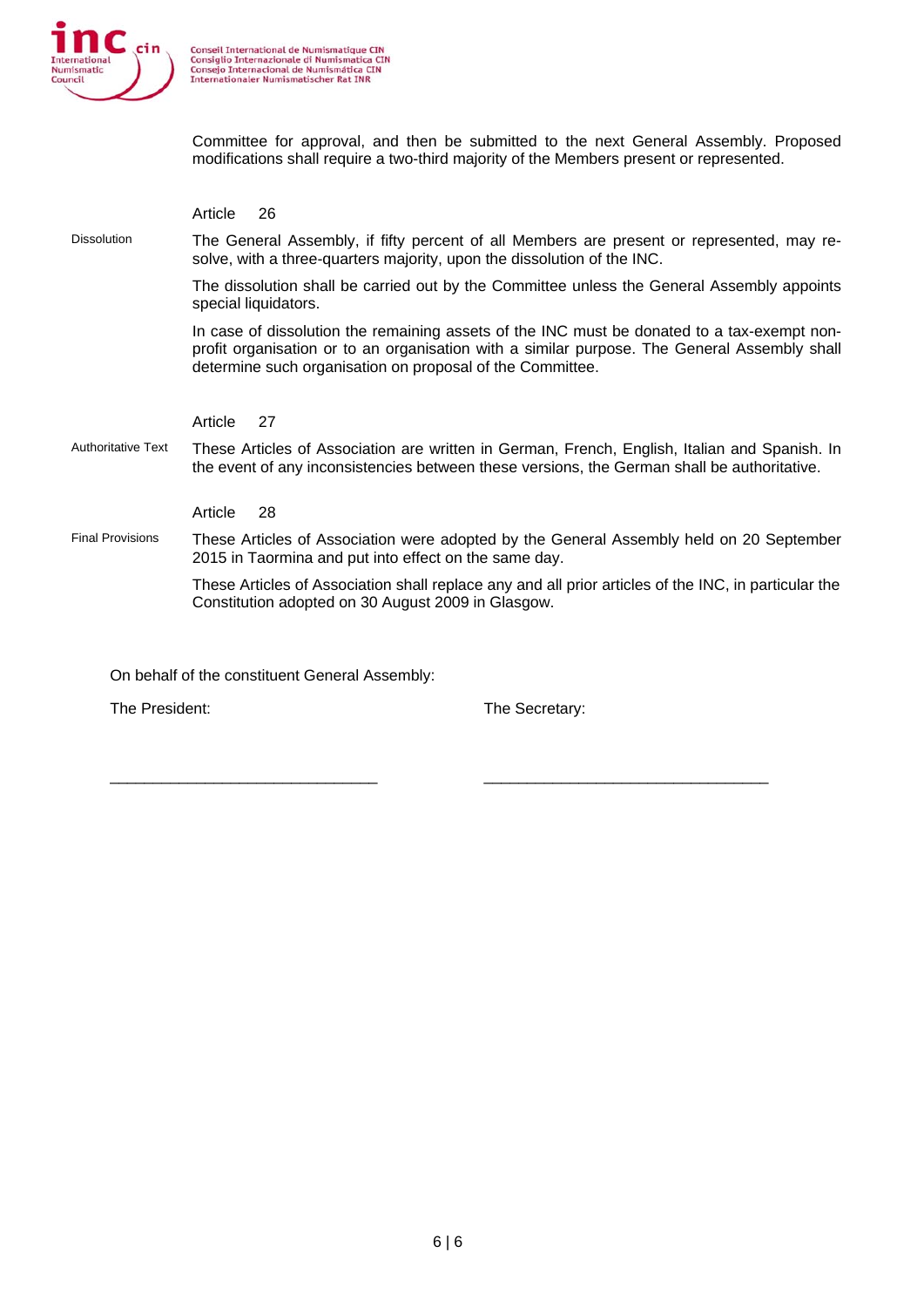Committee for approval, and then be submitted to the next General Assembly. Proposed modifications shall require a two-third majority of the Members present or represented.

### Article 26

**Dissolution**

The General Assembly, if fifty percent of all Members are present or represented, may resolve, with a three-quarters majority, upon the dissolution of the INC.

The dissolution shall be carried out by the Committee unless the General Assembly appoints special liquidators.

In case of dissolution the remaining assets of the INC must be donated to a tax-exempt non-profit organisation or to an organisation with a similar purpose. The General Assembly shall determine such organisation on proposal of the Committee.

### Article 27

**Authoritative Text**

These Articles of Association are written in German, French, English, Italian and Spanish. In the event of any inconsistencies between these versions, the German shall be authoritative.

### Article 28

**Final Provisions**

These Articles of Association were adopted by the General Assembly held on 20 September 2015 in Taormina and put into effect on the same day.

These Articles of Association shall replace any and all prior articles of the INC, in particular the Constitution adopted on 30 August 2009 in Glasgow.

On behalf of the constituent General Assembly:

The President:

_______________________________

The Secretary:

_________________________________